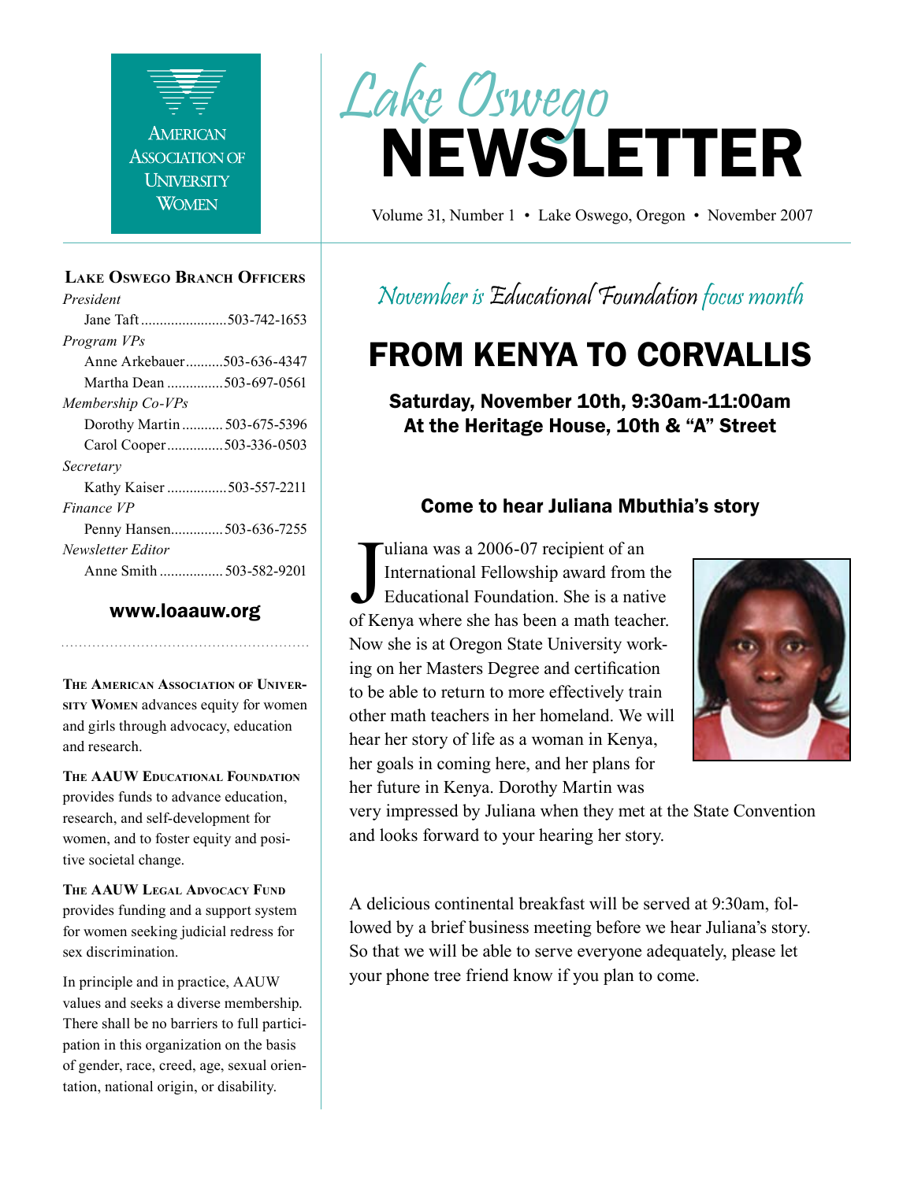American Association of University Women

# Lake Oswego NEWSLETTER

Volume 31, Number 1 • Lake Oswego, Oregon • November 2007

### Lake Oswego Branch Officers

*President*
Jane Taft ....................... 503-742-1653

*Program VPs*
Anne Arkebauer .......... 503-636-4347
Martha Dean ............... 503-697-0561

*Membership Co-VPs*
Dorothy Martin ........... 503-675-5396
Carol Cooper ............... 503-336-0503

*Secretary*
Kathy Kaiser ................ 503-557-2211

*Finance VP*
Penny Hansen.............. 503-636-7255

*Newsletter Editor*
Anne Smith ................. 503-582-9201

**www.loaauw.org**

**The American Association of University Women** advances equity for women and girls through advocacy, education and research.

**The AAUW Educational Foundation** provides funds to advance education, research, and self-development for women, and to foster equity and positive societal change.

**The AAUW Legal Advocacy Fund** provides funding and a support system for women seeking judicial redress for sex discrimination.

In principle and in practice, AAUW values and seeks a diverse membership. There shall be no barriers to full participation in this organization on the basis of gender, race, creed, age, sexual orientation, national origin, or disability.

*November is Educational Foundation focus month*

# FROM KENYA TO CORVALLIS

**Saturday, November 10th, 9:30am-11:00am**
**At the Heritage House, 10th & "A" Street**

### Come to hear Juliana Mbuthia's story

Juliana was a 2006-07 recipient of an International Fellowship award from the Educational Foundation. She is a native of Kenya where she has been a math teacher. Now she is at Oregon State University working on her Masters Degree and certification to be able to return to more effectively train other math teachers in her homeland. We will hear her story of life as a woman in Kenya, her goals in coming here, and her plans for her future in Kenya. Dorothy Martin was very impressed by Juliana when they met at the State Convention and looks forward to your hearing her story.

A delicious continental breakfast will be served at 9:30am, followed by a brief business meeting before we hear Juliana's story. So that we will be able to serve everyone adequately, please let your phone tree friend know if you plan to come.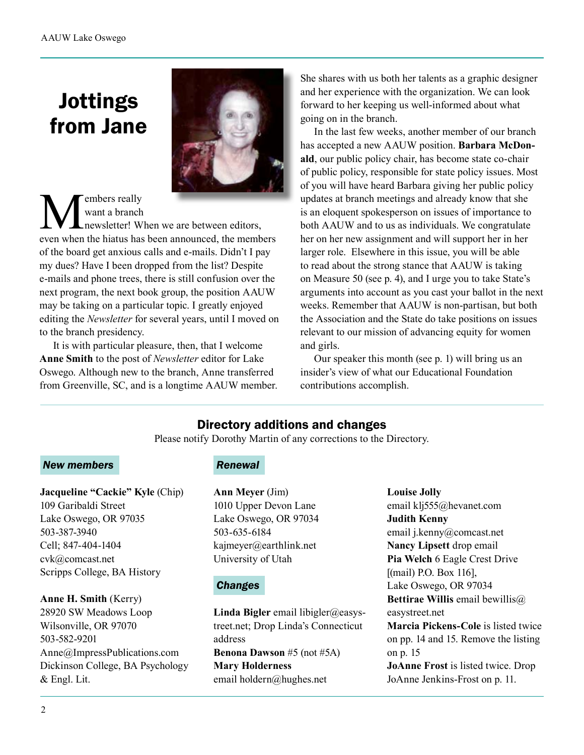# Jottings from Jane

Members really want a branch newsletter! When we are between editors, even when the hiatus has been announced, the members of the board get anxious calls and e-mails. Didn't I pay my dues? Have I been dropped from the list? Despite e-mails and phone trees, there is still confusion over the next program, the next book group, the position AAUW may be taking on a particular topic. I greatly enjoyed editing the *Newsletter* for several years, until I moved on to the branch presidency.

It is with particular pleasure, then, that I welcome **Anne Smith** to the post of *Newsletter* editor for Lake Oswego. Although new to the branch, Anne transferred from Greenville, SC, and is a longtime AAUW member. She shares with us both her talents as a graphic designer and her experience with the organization. We can look forward to her keeping us well-informed about what going on in the branch.

In the last few weeks, another member of our branch has accepted a new AAUW position. **Barbara McDonald**, our public policy chair, has become state co-chair of public policy, responsible for state policy issues. Most of you will have heard Barbara giving her public policy updates at branch meetings and already know that she is an eloquent spokesperson on issues of importance to both AAUW and to us as individuals. We congratulate her on her new assignment and will support her in her larger role. Elsewhere in this issue, you will be able to read about the strong stance that AAUW is taking on Measure 50 (see p. 4), and I urge you to take State's arguments into account as you cast your ballot in the next weeks. Remember that AAUW is non-partisan, but both the Association and the State do take positions on issues relevant to our mission of advancing equity for women and girls.

Our speaker this month (see p. 1) will bring us an insider's view of what our Educational Foundation contributions accomplish.

## Directory additions and changes

Please notify Dorothy Martin of any corrections to the Directory.

### *New members*

**Jacqueline "Cackie" Kyle** (Chip)
109 Garibaldi Street
Lake Oswego, OR 97035
503-387-3940
Cell; 847-404-1404
cvk@comcast.net
Scripps College, BA History

**Anne H. Smith** (Kerry)
28920 SW Meadows Loop
Wilsonville, OR 97070
503-582-9201
Anne@ImpressPublications.com
Dickinson College, BA Psychology & Engl. Lit.

### *Renewal*

**Ann Meyer** (Jim)
1010 Upper Devon Lane
Lake Oswego, OR 97034
503-635-6184
kajmeyer@earthlink.net
University of Utah

### *Changes*

**Linda Bigler** email libigler@easystreet.net; Drop Linda's Connecticut address
**Benona Dawson** #5 (not #5A)
**Mary Holderness** email holdern@hughes.net
**Louise Jolly** email klj555@hevanet.com
**Judith Kenny** email j.kenny@comcast.net
**Nancy Lipsett** drop email
**Pia Welch** 6 Eagle Crest Drive [(mail) P.O. Box 116], Lake Oswego, OR 97034
**Bettirae Willis** email bewillis@easystreet.net
**Marcia Pickens-Cole** is listed twice on pp. 14 and 15. Remove the listing on p. 15
**JoAnne Frost** is listed twice. Drop JoAnne Jenkins-Frost on p. 11.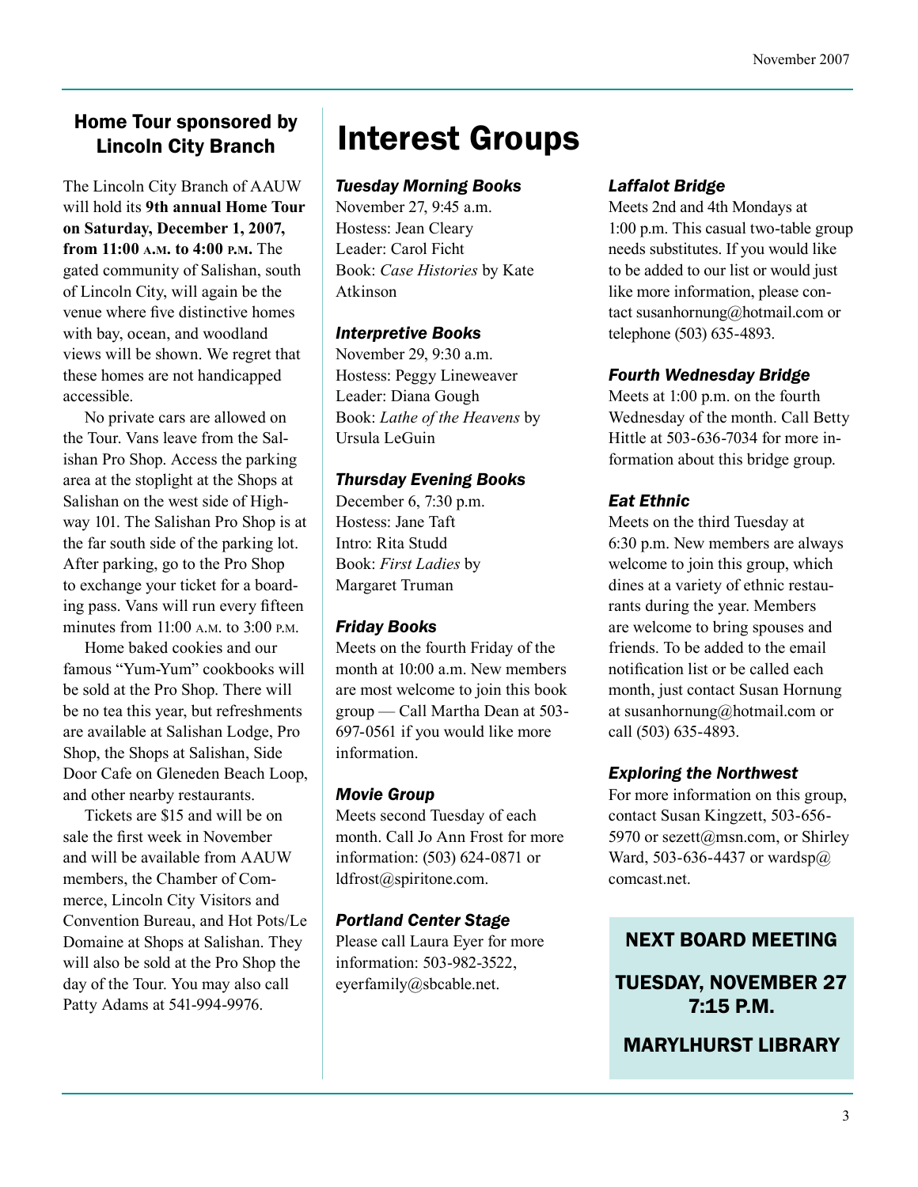## Home Tour sponsored by Lincoln City Branch

The Lincoln City Branch of AAUW will hold its **9th annual Home Tour on Saturday, December 1, 2007, from 11:00 A.M. to 4:00 P.M.** The gated community of Salishan, south of Lincoln City, will again be the venue where five distinctive homes with bay, ocean, and woodland views will be shown. We regret that these homes are not handicapped accessible.

No private cars are allowed on the Tour. Vans leave from the Salishan Pro Shop. Access the parking area at the stoplight at the Shops at Salishan on the west side of Highway 101. The Salishan Pro Shop is at the far south side of the parking lot. After parking, go to the Pro Shop to exchange your ticket for a boarding pass. Vans will run every fifteen minutes from 11:00 A.M. to 3:00 P.M.

Home baked cookies and our famous "Yum-Yum" cookbooks will be sold at the Pro Shop. There will be no tea this year, but refreshments are available at Salishan Lodge, Pro Shop, the Shops at Salishan, Side Door Cafe on Gleneden Beach Loop, and other nearby restaurants.

Tickets are $15 and will be on sale the first week in November and will be available from AAUW members, the Chamber of Commerce, Lincoln City Visitors and Convention Bureau, and Hot Pots/Le Domaine at Shops at Salishan. They will also be sold at the Pro Shop the day of the Tour. You may also call Patty Adams at 541-994-9976.

# Interest Groups

### *Tuesday Morning Books*

November 27, 9:45 a.m.
Hostess: Jean Cleary
Leader: Carol Ficht
Book: *Case Histories* by Kate Atkinson

### *Interpretive Books*

November 29, 9:30 a.m.
Hostess: Peggy Lineweaver
Leader: Diana Gough
Book: *Lathe of the Heavens* by Ursula LeGuin

### *Thursday Evening Books*

December 6, 7:30 p.m.
Hostess: Jane Taft
Intro: Rita Studd
Book: *First Ladies* by Margaret Truman

### *Friday Books*

Meets on the fourth Friday of the month at 10:00 a.m. New members are most welcome to join this book group — Call Martha Dean at 503-697-0561 if you would like more information.

### *Movie Group*

Meets second Tuesday of each month. Call Jo Ann Frost for more information: (503) 624-0871 or ldfrost@spiritone.com.

### *Portland Center Stage*

Please call Laura Eyer for more information: 503-982-3522, eyerfamily@sbcable.net.

### *Laffalot Bridge*

Meets 2nd and 4th Mondays at 1:00 p.m. This casual two-table group needs substitutes. If you would like to be added to our list or would just like more information, please contact susanhornung@hotmail.com or telephone (503) 635-4893.

### *Fourth Wednesday Bridge*

Meets at 1:00 p.m. on the fourth Wednesday of the month. Call Betty Hittle at 503-636-7034 for more information about this bridge group.

### *Eat Ethnic*

Meets on the third Tuesday at 6:30 p.m. New members are always welcome to join this group, which dines at a variety of ethnic restaurants during the year. Members are welcome to bring spouses and friends. To be added to the email notification list or be called each month, just contact Susan Hornung at susanhornung@hotmail.com or call (503) 635-4893.

### *Exploring the Northwest*

For more information on this group, contact Susan Kingzett, 503-656-5970 or sezett@msn.com, or Shirley Ward, 503-636-4437 or wardsp@comcast.net.

**NEXT BOARD MEETING**

**TUESDAY, NOVEMBER 27 7:15 P.M.**

**MARYLHURST LIBRARY**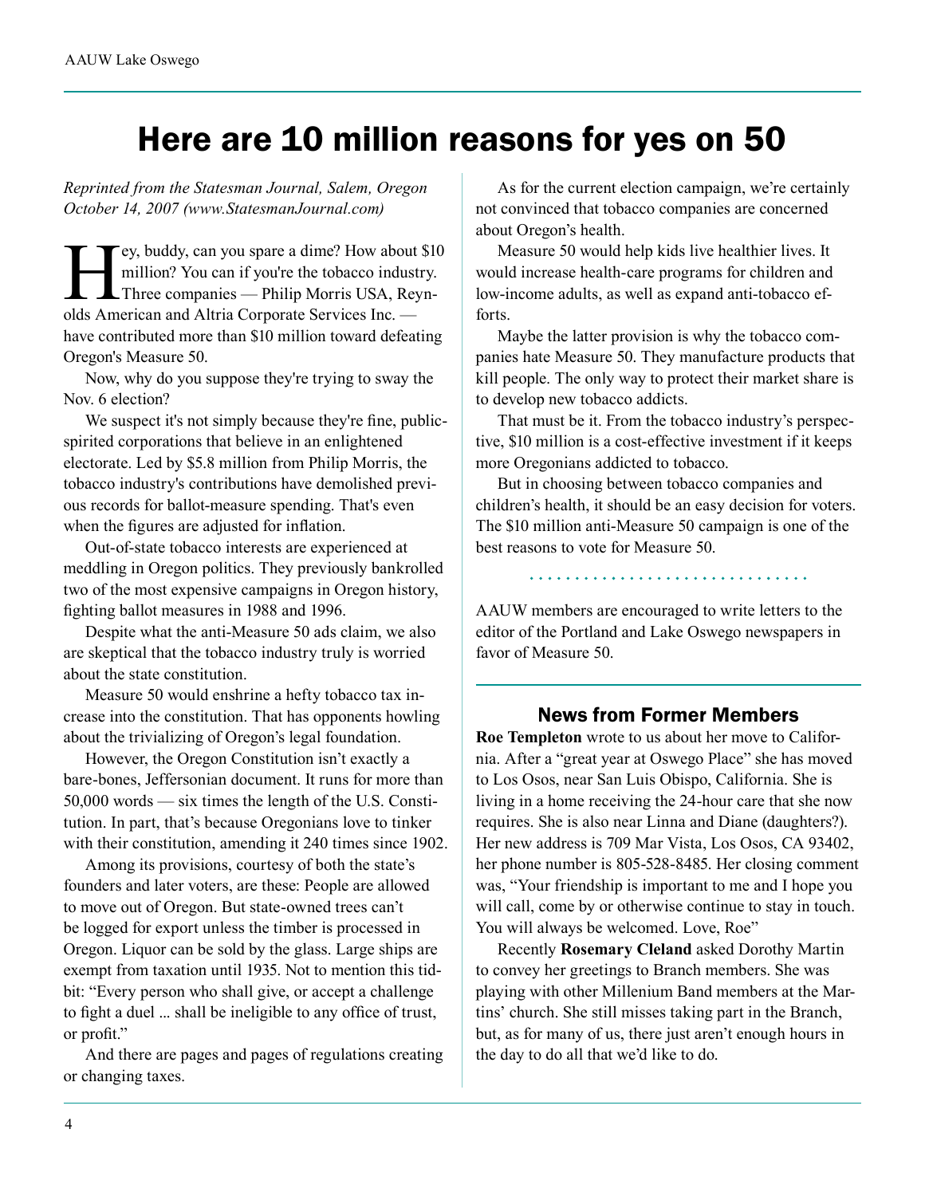# Here are 10 million reasons for yes on 50

*Reprinted from the Statesman Journal, Salem, Oregon October 14, 2007 (www.StatesmanJournal.com)*

Hey, buddy, can you spare a dime? How about $10 million? You can if you're the tobacco industry. Three companies — Philip Morris USA, Reynolds American and Altria Corporate Services Inc. — have contributed more than $10 million toward defeating Oregon's Measure 50.

Now, why do you suppose they're trying to sway the Nov. 6 election?

We suspect it's not simply because they're fine, public-spirited corporations that believe in an enlightened electorate. Led by $5.8 million from Philip Morris, the tobacco industry's contributions have demolished previous records for ballot-measure spending. That's even when the figures are adjusted for inflation.

Out-of-state tobacco interests are experienced at meddling in Oregon politics. They previously bankrolled two of the most expensive campaigns in Oregon history, fighting ballot measures in 1988 and 1996.

Despite what the anti-Measure 50 ads claim, we also are skeptical that the tobacco industry truly is worried about the state constitution.

Measure 50 would enshrine a hefty tobacco tax increase into the constitution. That has opponents howling about the trivializing of Oregon's legal foundation.

However, the Oregon Constitution isn't exactly a bare-bones, Jeffersonian document. It runs for more than 50,000 words — six times the length of the U.S. Constitution. In part, that's because Oregonians love to tinker with their constitution, amending it 240 times since 1902.

Among its provisions, courtesy of both the state's founders and later voters, are these: People are allowed to move out of Oregon. But state-owned trees can't be logged for export unless the timber is processed in Oregon. Liquor can be sold by the glass. Large ships are exempt from taxation until 1935. Not to mention this tidbit: "Every person who shall give, or accept a challenge to fight a duel ... shall be ineligible to any office of trust, or profit."

And there are pages and pages of regulations creating or changing taxes.

As for the current election campaign, we're certainly not convinced that tobacco companies are concerned about Oregon's health.

Measure 50 would help kids live healthier lives. It would increase health-care programs for children and low-income adults, as well as expand anti-tobacco efforts.

Maybe the latter provision is why the tobacco companies hate Measure 50. They manufacture products that kill people. The only way to protect their market share is to develop new tobacco addicts.

That must be it. From the tobacco industry's perspective, $10 million is a cost-effective investment if it keeps more Oregonians addicted to tobacco.

But in choosing between tobacco companies and children's health, it should be an easy decision for voters. The $10 million anti-Measure 50 campaign is one of the best reasons to vote for Measure 50.

AAUW members are encouraged to write letters to the editor of the Portland and Lake Oswego newspapers in favor of Measure 50.

## News from Former Members

**Roe Templeton** wrote to us about her move to California. After a "great year at Oswego Place" she has moved to Los Osos, near San Luis Obispo, California. She is living in a home receiving the 24-hour care that she now requires. She is also near Linna and Diane (daughters?). Her new address is 709 Mar Vista, Los Osos, CA 93402, her phone number is 805-528-8485. Her closing comment was, "Your friendship is important to me and I hope you will call, come by or otherwise continue to stay in touch. You will always be welcomed. Love, Roe"

Recently **Rosemary Cleland** asked Dorothy Martin to convey her greetings to Branch members. She was playing with other Millenium Band members at the Martins' church. She still misses taking part in the Branch, but, as for many of us, there just aren't enough hours in the day to do all that we'd like to do.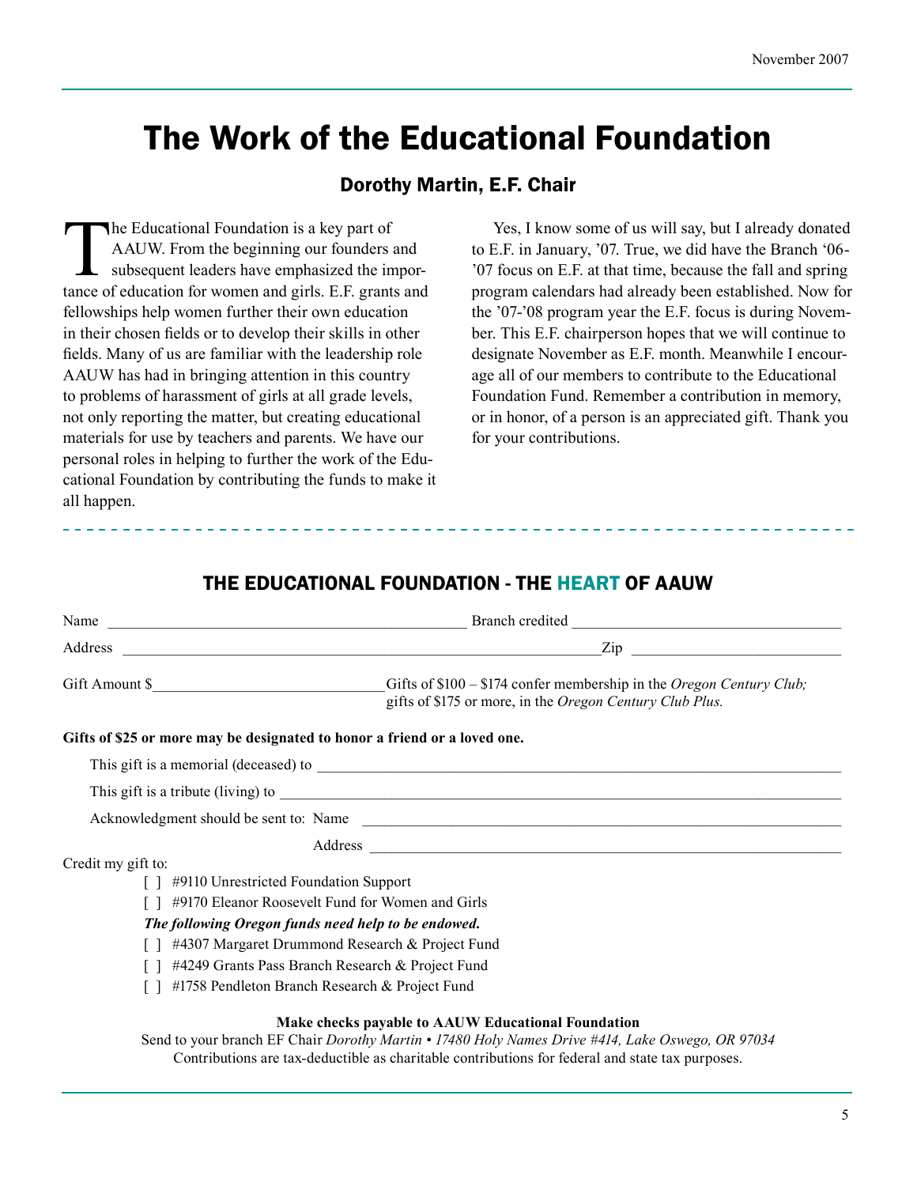# The Work of the Educational Foundation

## Dorothy Martin, E.F. Chair

The Educational Foundation is a key part of AAUW. From the beginning our founders and subsequent leaders have emphasized the importance of education for women and girls. E.F. grants and fellowships help women further their own education in their chosen fields or to develop their skills in other fields. Many of us are familiar with the leadership role AAUW has had in bringing attention in this country to problems of harassment of girls at all grade levels, not only reporting the matter, but creating educational materials for use by teachers and parents. We have our personal roles in helping to further the work of the Educational Foundation by contributing the funds to make it all happen.

Yes, I know some of us will say, but I already donated to E.F. in January, '07. True, we did have the Branch '06-'07 focus on E.F. at that time, because the fall and spring program calendars had already been established. Now for the '07-'08 program year the E.F. focus is during November. This E.F. chairperson hopes that we will continue to designate November as E.F. month. Meanwhile I encourage all of our members to contribute to the Educational Foundation Fund. Remember a contribution in memory, or in honor, of a person is an appreciated gift. Thank you for your contributions.

---

## THE EDUCATIONAL FOUNDATION - THE HEART OF AAUW

Name ______________________________ Branch credited ______________________

Address __________________________________________ Zip __________________

Gift Amount $____________________ Gifts of $100 – $174 confer membership in the *Oregon Century Club;* gifts of $175 or more, in the *Oregon Century Club Plus.*

**Gifts of $25 or more may be designated to honor a friend or a loved one.**

This gift is a memorial (deceased) to ______________________________________

This gift is a tribute (living) to __________________________________________

Acknowledgment should be sent to: Name ___________________________________

Address ___________________________________

Credit my gift to:

[ ] #9110 Unrestricted Foundation Support

[ ] #9170 Eleanor Roosevelt Fund for Women and Girls

***The following Oregon funds need help to be endowed.***

[ ] #4307 Margaret Drummond Research & Project Fund

[ ] #4249 Grants Pass Branch Research & Project Fund

[ ] #1758 Pendleton Branch Research & Project Fund

**Make checks payable to AAUW Educational Foundation**

Send to your branch EF Chair *Dorothy Martin • 17480 Holy Names Drive #414, Lake Oswego, OR 97034*

Contributions are tax-deductible as charitable contributions for federal and state tax purposes.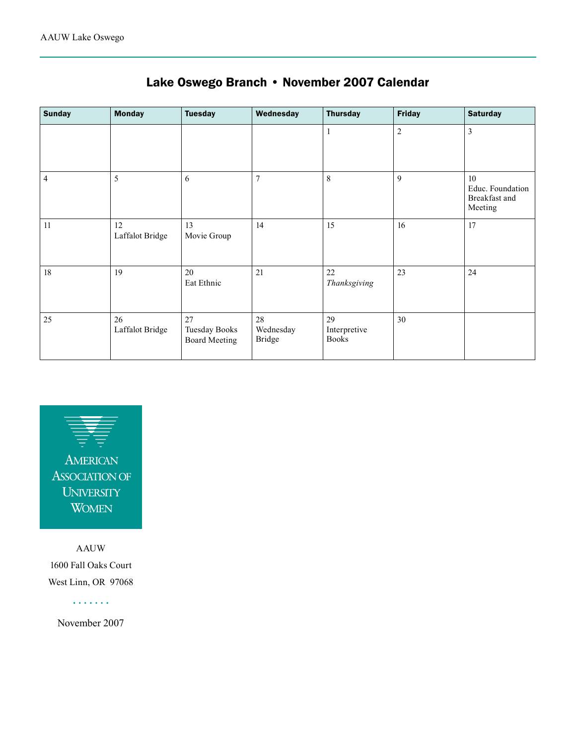## Lake Oswego Branch • November 2007 Calendar

| Sunday | Monday | Tuesday | Wednesday | Thursday | Friday | Saturday |
|---|---|---|---|---|---|---|
| | | | | 1 | 2 | 3 |
| 4 | 5 | 6 | 7 | 8 | 9 | 10 Educ. Foundation Breakfast and Meeting |
| 11 | 12 Laffalot Bridge | 13 Movie Group | 14 | 15 | 16 | 17 |
| 18 | 19 | 20 Eat Ethnic | 21 | 22 *Thanksgiving* | 23 | 24 |
| 25 | 26 Laffalot Bridge | 27 Tuesday Books Board Meeting | 28 Wednesday Bridge | 29 Interpretive Books | 30 | |

AMERICAN ASSOCIATION OF UNIVERSITY WOMEN

AAUW

1600 Fall Oaks Court

West Linn, OR 97068

November 2007